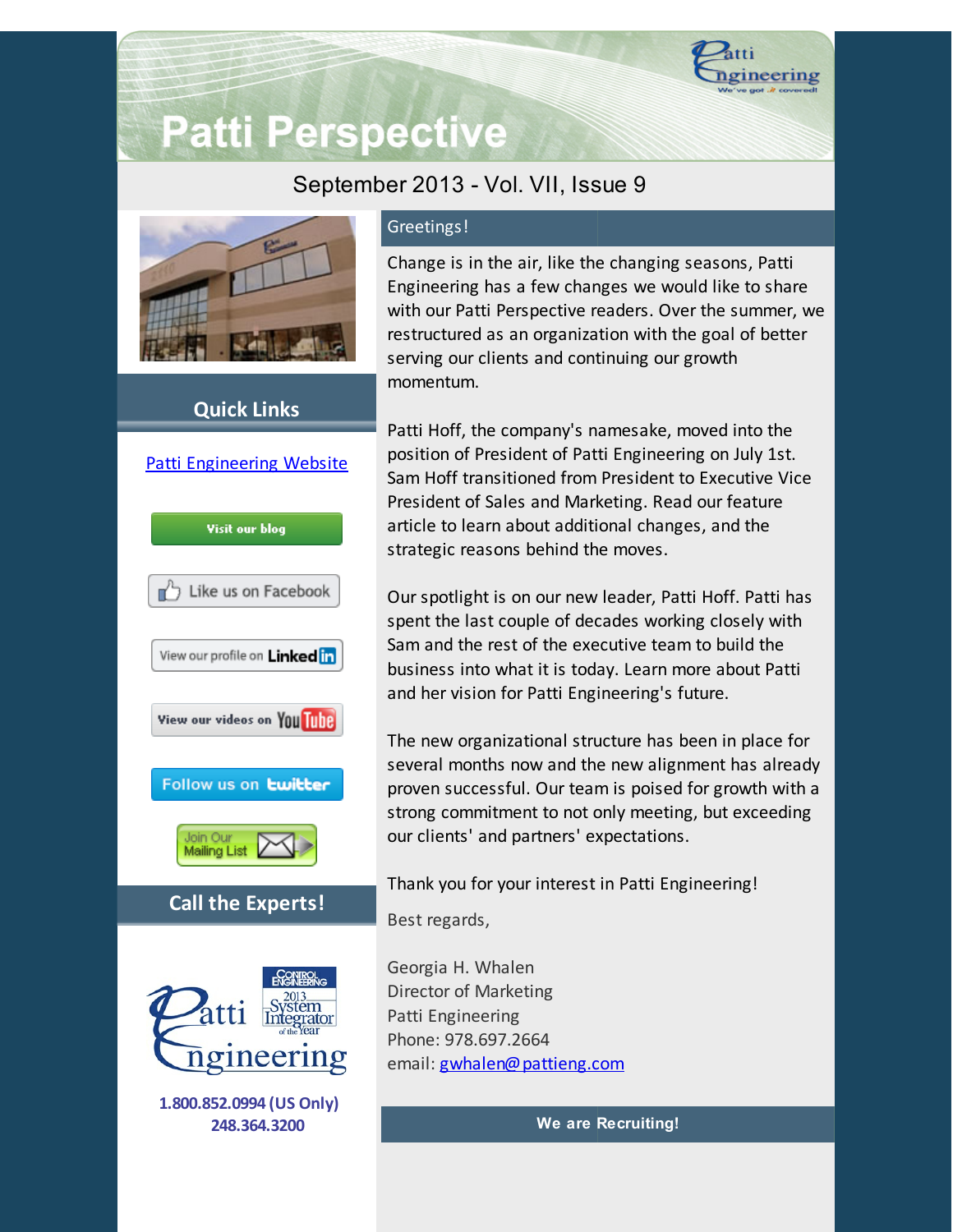# Patti Perspective

September 2013 - Vol. VII, Issue 9

## Quick Links

Patti Engineering Website

Visit our blog

Like us on Facebook

View our profile on LinkedIn

View our videos on YouTube

Follow us on twitter

Join Our Mailing List

## Call the Experts!

**1.800.852.0994 (US Only)**
**248.364.3200**

## Greetings!

Change is in the air, like the changing seasons, Patti Engineering has a few changes we would like to share with our Patti Perspective readers. Over the summer, we restructured as an organization with the goal of better serving our clients and continuing our growth momentum.

Patti Hoff, the company's namesake, moved into the position of President of Patti Engineering on July 1st. Sam Hoff transitioned from President to Executive Vice President of Sales and Marketing. Read our feature article to learn about additional changes, and the strategic reasons behind the moves.

Our spotlight is on our new leader, Patti Hoff. Patti has spent the last couple of decades working closely with Sam and the rest of the executive team to build the business into what it is today. Learn more about Patti and her vision for Patti Engineering's future.

The new organizational structure has been in place for several months now and the new alignment has already proven successful. Our team is poised for growth with a strong commitment to not only meeting, but exceeding our clients' and partners' expectations.

Thank you for your interest in Patti Engineering!

Best regards,

Georgia H. Whalen
Director of Marketing
Patti Engineering
Phone: 978.697.2664
email: gwhalen@pattieng.com

## We are Recruiting!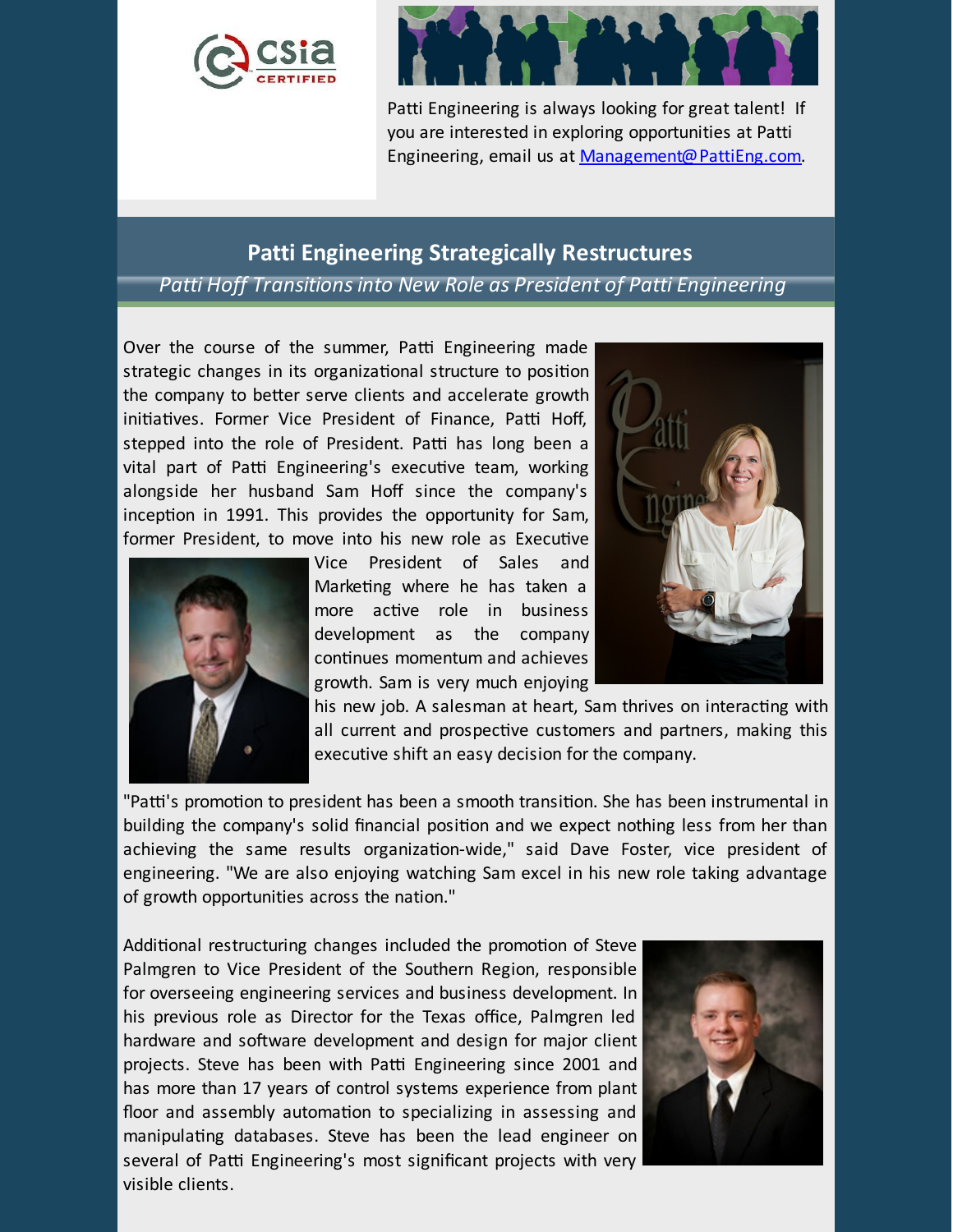Patti Engineering is always looking for great talent! If you are interested in exploring opportunities at Patti Engineering, email us at [Management@PattiEng.com](mailto:Management@PattiEng.com).

## Patti Engineering Strategically Restructures

*Patti Hoff Transitions into New Role as President of Patti Engineering*

Over the course of the summer, Patti Engineering made strategic changes in its organizational structure to position the company to better serve clients and accelerate growth initiatives. Former Vice President of Finance, Patti Hoff, stepped into the role of President. Patti has long been a vital part of Patti Engineering's executive team, working alongside her husband Sam Hoff since the company's inception in 1991. This provides the opportunity for Sam, former President, to move into his new role as Executive Vice President of Sales and Marketing where he has taken a more active role in business development as the company continues momentum and achieves growth. Sam is very much enjoying his new job. A salesman at heart, Sam thrives on interacting with all current and prospective customers and partners, making this executive shift an easy decision for the company.

"Patti's promotion to president has been a smooth transition. She has been instrumental in building the company's solid financial position and we expect nothing less from her than achieving the same results organization-wide," said Dave Foster, vice president of engineering. "We are also enjoying watching Sam excel in his new role taking advantage of growth opportunities across the nation."

Additional restructuring changes included the promotion of Steve Palmgren to Vice President of the Southern Region, responsible for overseeing engineering services and business development. In his previous role as Director for the Texas office, Palmgren led hardware and software development and design for major client projects. Steve has been with Patti Engineering since 2001 and has more than 17 years of control systems experience from plant floor and assembly automation to specializing in assessing and manipulating databases. Steve has been the lead engineer on several of Patti Engineering's most significant projects with very visible clients.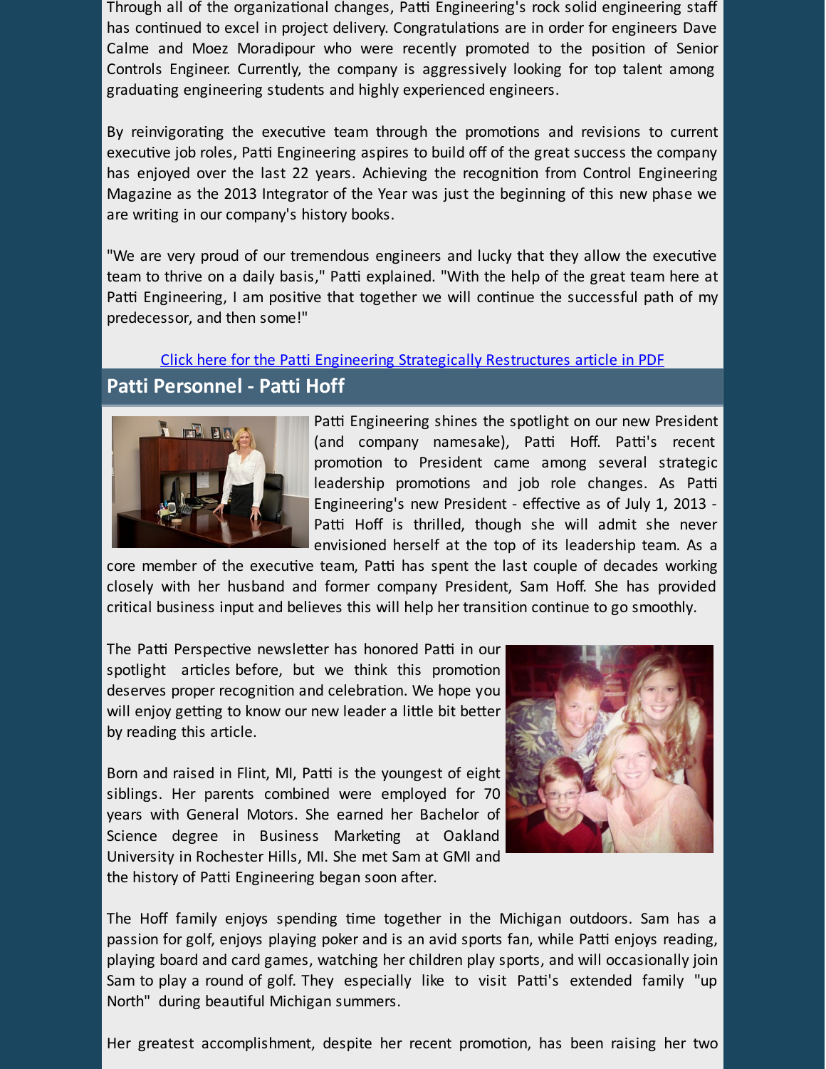Through all of the organizational changes, Patti Engineering's rock solid engineering staff has continued to excel in project delivery. Congratulations are in order for engineers Dave Calme and Moez Moradipour who were recently promoted to the position of Senior Controls Engineer. Currently, the company is aggressively looking for top talent among graduating engineering students and highly experienced engineers.

By reinvigorating the executive team through the promotions and revisions to current executive job roles, Patti Engineering aspires to build off of the great success the company has enjoyed over the last 22 years. Achieving the recognition from Control Engineering Magazine as the 2013 Integrator of the Year was just the beginning of this new phase we are writing in our company's history books.

"We are very proud of our tremendous engineers and lucky that they allow the executive team to thrive on a daily basis," Patti explained. "With the help of the great team here at Patti Engineering, I am positive that together we will continue the successful path of my predecessor, and then some!"

Click here for the Patti Engineering Strategically Restructures article in PDF

## Patti Personnel - Patti Hoff

Patti Engineering shines the spotlight on our new President (and company namesake), Patti Hoff. Patti's recent promotion to President came among several strategic leadership promotions and job role changes. As Patti Engineering's new President - effective as of July 1, 2013 - Patti Hoff is thrilled, though she will admit she never envisioned herself at the top of its leadership team. As a core member of the executive team, Patti has spent the last couple of decades working closely with her husband and former company President, Sam Hoff. She has provided critical business input and believes this will help her transition continue to go smoothly.

The Patti Perspective newsletter has honored Patti in our spotlight articles before, but we think this promotion deserves proper recognition and celebration. We hope you will enjoy getting to know our new leader a little bit better by reading this article.

Born and raised in Flint, MI, Patti is the youngest of eight siblings. Her parents combined were employed for 70 years with General Motors. She earned her Bachelor of Science degree in Business Marketing at Oakland University in Rochester Hills, MI. She met Sam at GMI and the history of Patti Engineering began soon after.

The Hoff family enjoys spending time together in the Michigan outdoors. Sam has a passion for golf, enjoys playing poker and is an avid sports fan, while Patti enjoys reading, playing board and card games, watching her children play sports, and will occasionally join Sam to play a round of golf. They especially like to visit Patti's extended family "up North" during beautiful Michigan summers.

Her greatest accomplishment, despite her recent promotion, has been raising her two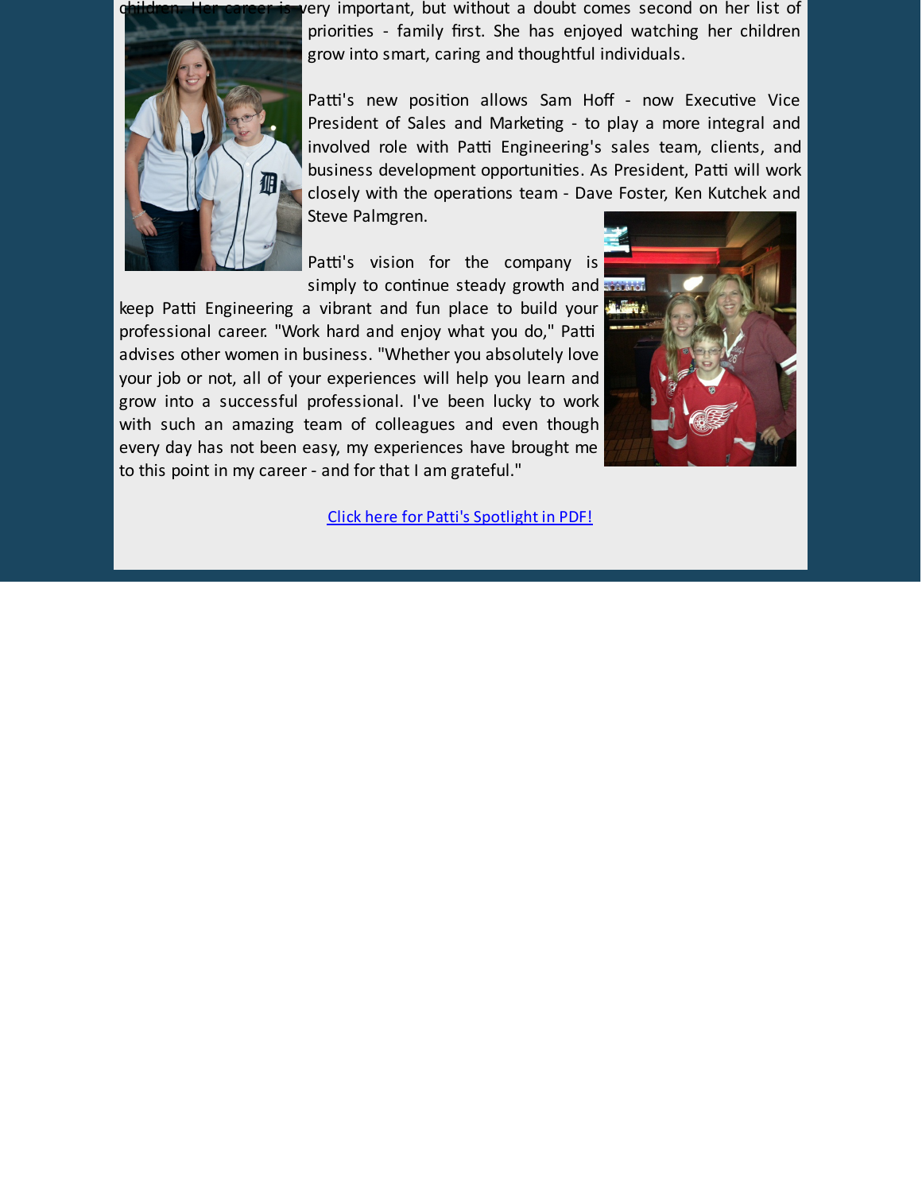children. Her career is very important, but without a doubt comes second on her list of priorities - family first. She has enjoyed watching her children grow into smart, caring and thoughtful individuals.

Patti's new position allows Sam Hoff - now Executive Vice President of Sales and Marketing - to play a more integral and involved role with Patti Engineering's sales team, clients, and business development opportunities. As President, Patti will work closely with the operations team - Dave Foster, Ken Kutchek and Steve Palmgren.

Patti's vision for the company is simply to continue steady growth and keep Patti Engineering a vibrant and fun place to build your professional career. "Work hard and enjoy what you do," Patti advises other women in business. "Whether you absolutely love your job or not, all of your experiences will help you learn and grow into a successful professional. I've been lucky to work with such an amazing team of colleagues and even though every day has not been easy, my experiences have brought me to this point in my career - and for that I am grateful."

Click here for Patti's Spotlight in PDF!